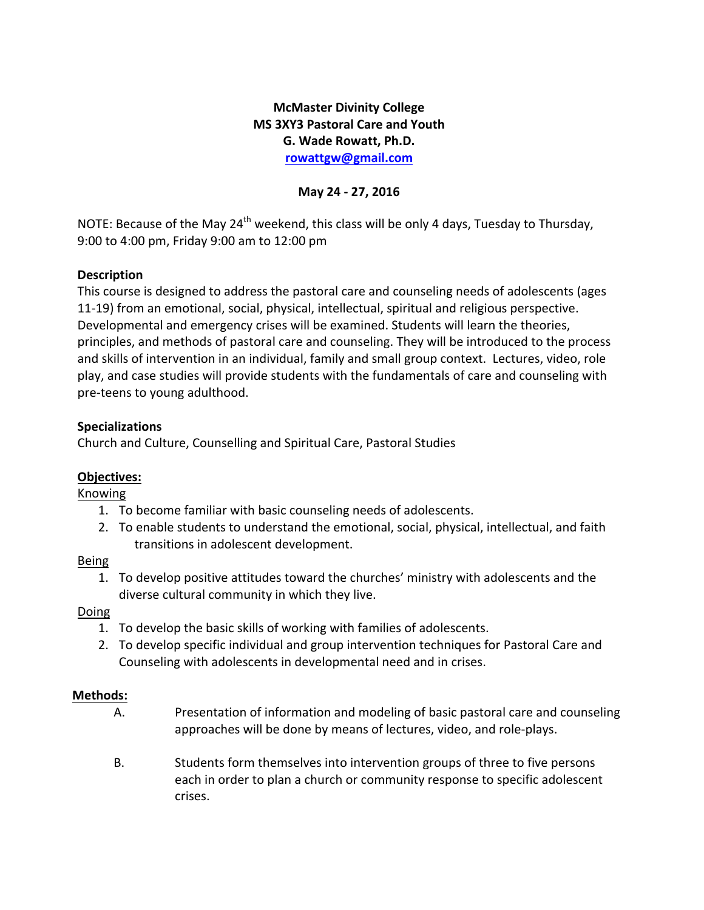**McMaster Divinity College**
**MS 3XY3 Pastoral Care and Youth**
**G. Wade Rowatt, Ph.D.**
**rowattgw@gmail.com**

**May 24 - 27, 2016**

NOTE: Because of the May 24th weekend, this class will be only 4 days, Tuesday to Thursday, 9:00 to 4:00 pm, Friday 9:00 am to 12:00 pm

**Description**

This course is designed to address the pastoral care and counseling needs of adolescents (ages 11-19) from an emotional, social, physical, intellectual, spiritual and religious perspective. Developmental and emergency crises will be examined. Students will learn the theories, principles, and methods of pastoral care and counseling. They will be introduced to the process and skills of intervention in an individual, family and small group context. Lectures, video, role play, and case studies will provide students with the fundamentals of care and counseling with pre-teens to young adulthood.

**Specializations**

Church and Culture, Counselling and Spiritual Care, Pastoral Studies

**Objectives:**

Knowing

1. To become familiar with basic counseling needs of adolescents.
2. To enable students to understand the emotional, social, physical, intellectual, and faith transitions in adolescent development.

Being

1. To develop positive attitudes toward the churches' ministry with adolescents and the diverse cultural community in which they live.

Doing

1. To develop the basic skills of working with families of adolescents.
2. To develop specific individual and group intervention techniques for Pastoral Care and Counseling with adolescents in developmental need and in crises.

**Methods:**

A. Presentation of information and modeling of basic pastoral care and counseling approaches will be done by means of lectures, video, and role-plays.

B. Students form themselves into intervention groups of three to five persons each in order to plan a church or community response to specific adolescent crises.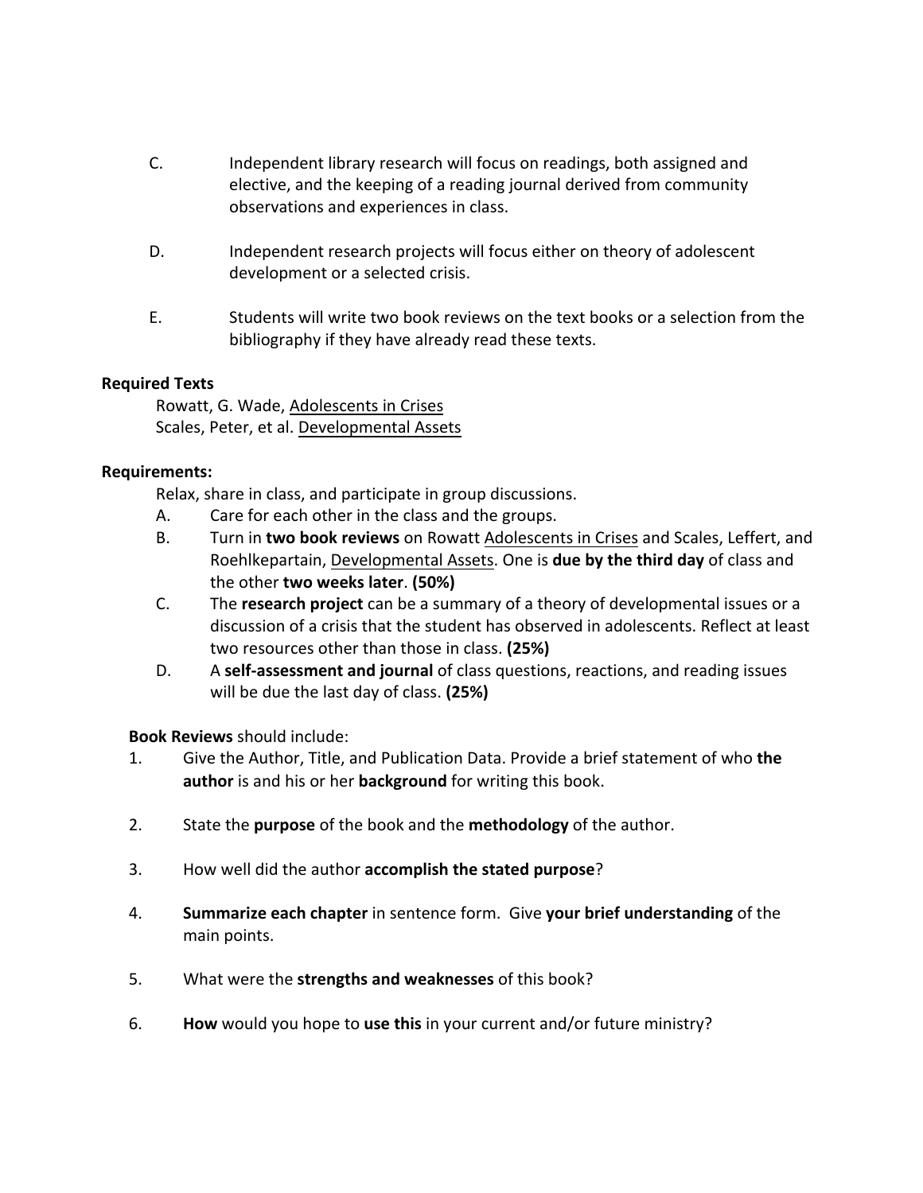C. Independent library research will focus on readings, both assigned and elective, and the keeping of a reading journal derived from community observations and experiences in class.

D. Independent research projects will focus either on theory of adolescent development or a selected crisis.

E. Students will write two book reviews on the text books or a selection from the bibliography if they have already read these texts.

**Required Texts**

Rowatt, G. Wade, Adolescents in Crises
Scales, Peter, et al. Developmental Assets

**Requirements:**

Relax, share in class, and participate in group discussions.

A. Care for each other in the class and the groups.
B. Turn in **two book reviews** on Rowatt Adolescents in Crises and Scales, Leffert, and Roehlkepartain, Developmental Assets. One is **due by the third day** of class and the other **two weeks later**. **(50%)**
C. The **research project** can be a summary of a theory of developmental issues or a discussion of a crisis that the student has observed in adolescents. Reflect at least two resources other than those in class. **(25%)**
D. A **self-assessment and journal** of class questions, reactions, and reading issues will be due the last day of class. **(25%)**

**Book Reviews** should include:

1. Give the Author, Title, and Publication Data. Provide a brief statement of who **the author** is and his or her **background** for writing this book.

2. State the **purpose** of the book and the **methodology** of the author.

3. How well did the author **accomplish the stated purpose**?

4. **Summarize each chapter** in sentence form. Give **your brief understanding** of the main points.

5. What were the **strengths and weaknesses** of this book?

6. **How** would you hope to **use this** in your current and/or future ministry?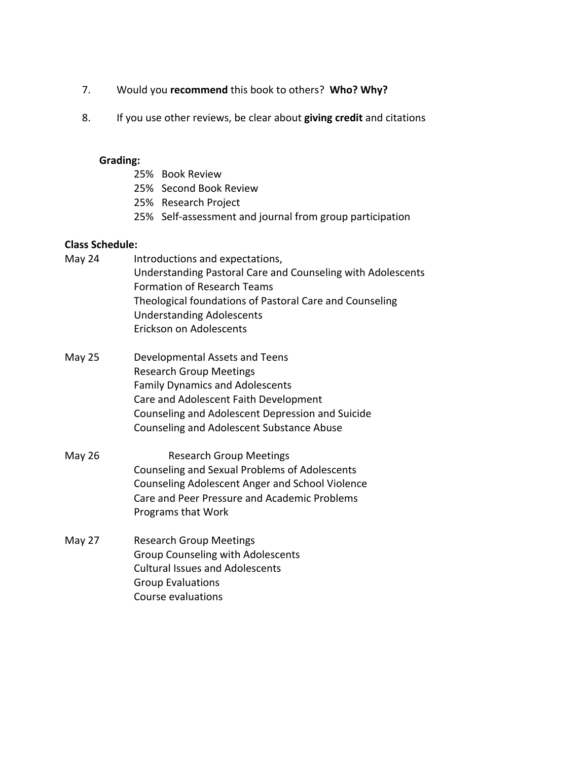7. Would you **recommend** this book to others? **Who? Why?**

8. If you use other reviews, be clear about **giving credit** and citations

**Grading:**

- 25% Book Review
- 25% Second Book Review
- 25% Research Project
- 25% Self-assessment and journal from group participation

**Class Schedule:**

May 24
- Introductions and expectations,
- Understanding Pastoral Care and Counseling with Adolescents
- Formation of Research Teams
- Theological foundations of Pastoral Care and Counseling
- Understanding Adolescents
- Erickson on Adolescents

May 25
- Developmental Assets and Teens
- Research Group Meetings
- Family Dynamics and Adolescents
- Care and Adolescent Faith Development
- Counseling and Adolescent Depression and Suicide
- Counseling and Adolescent Substance Abuse

May 26
- Research Group Meetings
- Counseling and Sexual Problems of Adolescents
- Counseling Adolescent Anger and School Violence
- Care and Peer Pressure and Academic Problems
- Programs that Work

May 27
- Research Group Meetings
- Group Counseling with Adolescents
- Cultural Issues and Adolescents
- Group Evaluations
- Course evaluations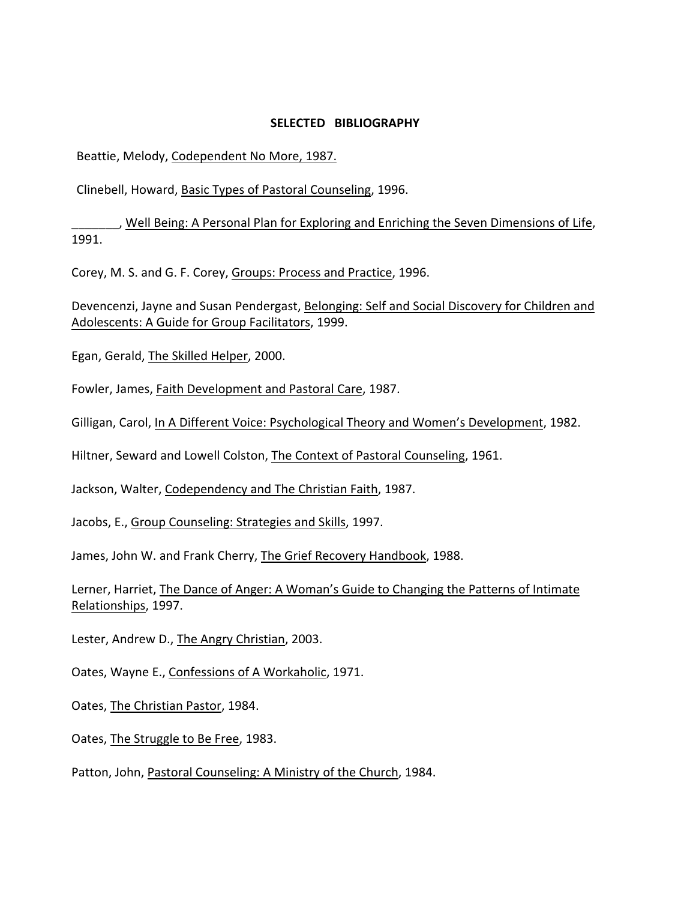## SELECTED BIBLIOGRAPHY

Beattie, Melody, <u>Codependent No More, 1987.</u>

Clinebell, Howard, <u>Basic Types of Pastoral Counseling</u>, 1996.

_______, <u>Well Being: A Personal Plan for Exploring and Enriching the Seven Dimensions of Life</u>, 1991.

Corey, M. S. and G. F. Corey, <u>Groups: Process and Practice</u>, 1996.

Devencenzi, Jayne and Susan Pendergast, <u>Belonging: Self and Social Discovery for Children and Adolescents: A Guide for Group Facilitators</u>, 1999.

Egan, Gerald, <u>The Skilled Helper</u>, 2000.

Fowler, James, <u>Faith Development and Pastoral Care</u>, 1987.

Gilligan, Carol, <u>In A Different Voice: Psychological Theory and Women's Development</u>, 1982.

Hiltner, Seward and Lowell Colston, <u>The Context of Pastoral Counseling</u>, 1961.

Jackson, Walter, <u>Codependency and The Christian Faith</u>, 1987.

Jacobs, E., <u>Group Counseling: Strategies and Skills</u>, 1997.

James, John W. and Frank Cherry, <u>The Grief Recovery Handbook</u>, 1988.

Lerner, Harriet, <u>The Dance of Anger: A Woman's Guide to Changing the Patterns of Intimate Relationships</u>, 1997.

Lester, Andrew D., <u>The Angry Christian</u>, 2003.

Oates, Wayne E., <u>Confessions of A Workaholic</u>, 1971.

Oates, <u>The Christian Pastor</u>, 1984.

Oates, <u>The Struggle to Be Free</u>, 1983.

Patton, John, <u>Pastoral Counseling: A Ministry of the Church</u>, 1984.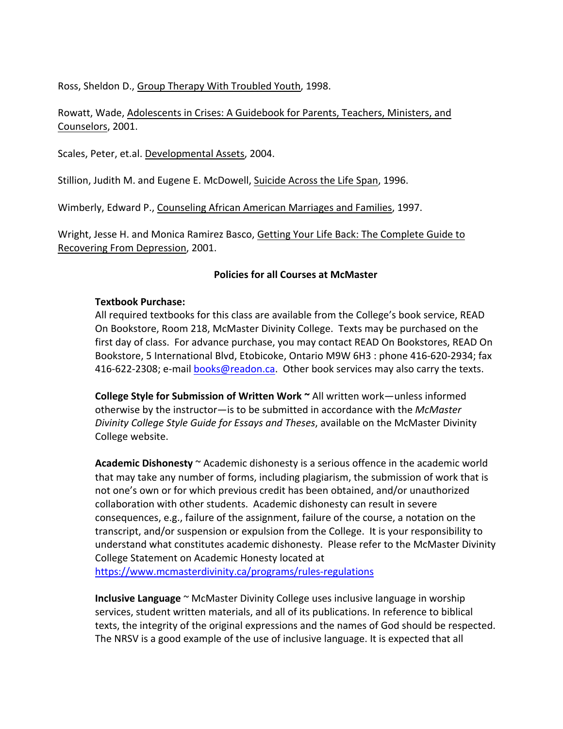Ross, Sheldon D., Group Therapy With Troubled Youth, 1998.

Rowatt, Wade, Adolescents in Crises: A Guidebook for Parents, Teachers, Ministers, and Counselors, 2001.

Scales, Peter, et.al. Developmental Assets, 2004.

Stillion, Judith M. and Eugene E. McDowell, Suicide Across the Life Span, 1996.

Wimberly, Edward P., Counseling African American Marriages and Families, 1997.

Wright, Jesse H. and Monica Ramirez Basco, Getting Your Life Back: The Complete Guide to Recovering From Depression, 2001.

## Policies for all Courses at McMaster

**Textbook Purchase:**
All required textbooks for this class are available from the College's book service, READ On Bookstore, Room 218, McMaster Divinity College. Texts may be purchased on the first day of class. For advance purchase, you may contact READ On Bookstores, READ On Bookstore, 5 International Blvd, Etobicoke, Ontario M9W 6H3 : phone 416-620-2934; fax 416-622-2308; e-mail books@readon.ca. Other book services may also carry the texts.

**College Style for Submission of Written Work ~** All written work—unless informed otherwise by the instructor—is to be submitted in accordance with the *McMaster Divinity College Style Guide for Essays and Theses*, available on the McMaster Divinity College website.

**Academic Dishonesty** ~ Academic dishonesty is a serious offence in the academic world that may take any number of forms, including plagiarism, the submission of work that is not one's own or for which previous credit has been obtained, and/or unauthorized collaboration with other students. Academic dishonesty can result in severe consequences, e.g., failure of the assignment, failure of the course, a notation on the transcript, and/or suspension or expulsion from the College. It is your responsibility to understand what constitutes academic dishonesty. Please refer to the McMaster Divinity College Statement on Academic Honesty located at https://www.mcmasterdivinity.ca/programs/rules-regulations

**Inclusive Language** ~ McMaster Divinity College uses inclusive language in worship services, student written materials, and all of its publications. In reference to biblical texts, the integrity of the original expressions and the names of God should be respected. The NRSV is a good example of the use of inclusive language. It is expected that all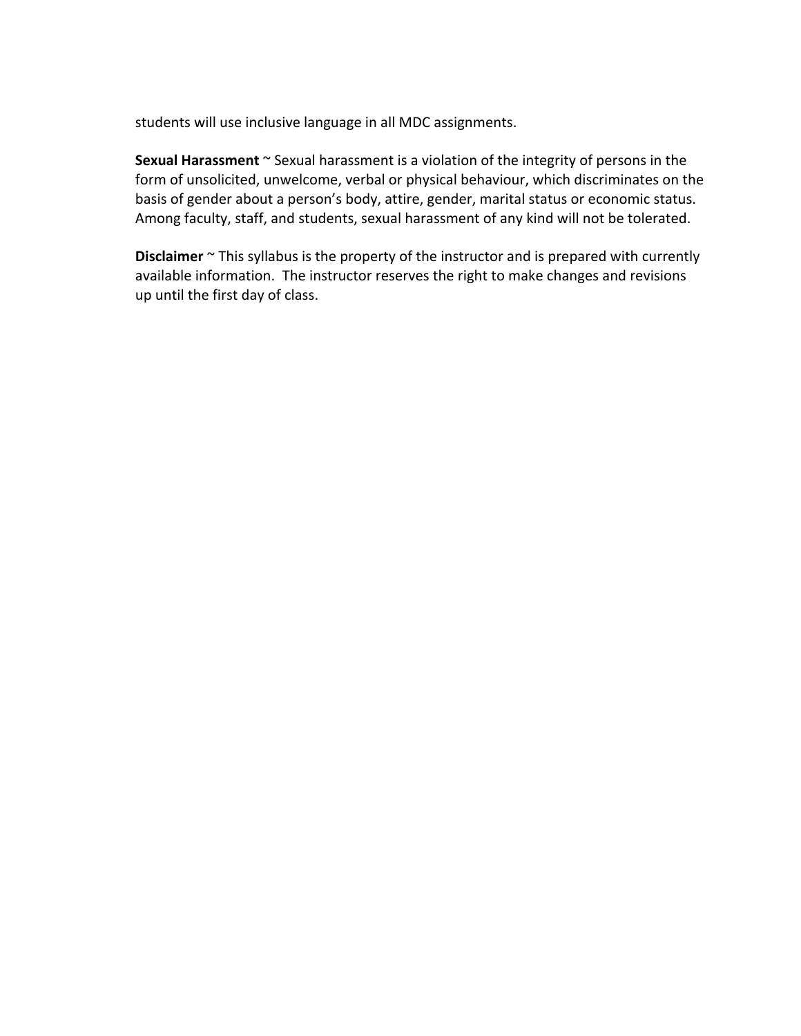students will use inclusive language in all MDC assignments.

**Sexual Harassment** ~ Sexual harassment is a violation of the integrity of persons in the form of unsolicited, unwelcome, verbal or physical behaviour, which discriminates on the basis of gender about a person's body, attire, gender, marital status or economic status. Among faculty, staff, and students, sexual harassment of any kind will not be tolerated.

**Disclaimer** ~ This syllabus is the property of the instructor and is prepared with currently available information. The instructor reserves the right to make changes and revisions up until the first day of class.